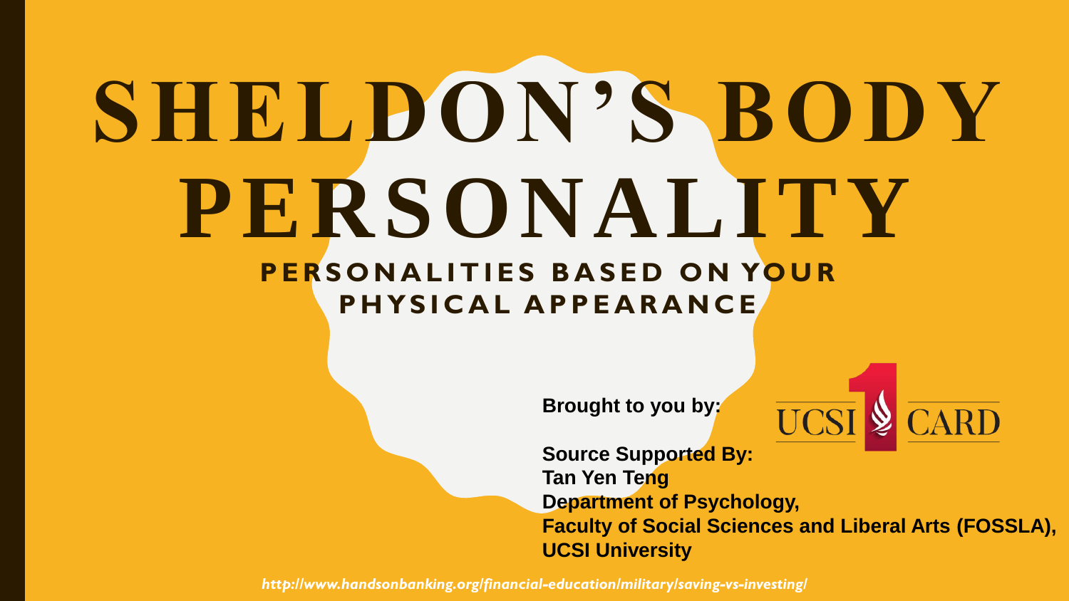# SHELDON'S BODY PERSONALITY

## PERSONALITIES BASED ON YOUR PHYSICAL APPEARANCE

**Brought to you by:**

UCSI 1 CARD

**Source Supported By:**
**Tan Yen Teng**
**Department of Psychology,**
**Faculty of Social Sciences and Liberal Arts (FOSSLA),**
**UCSI University**

*http://www.handsonbanking.org/financial-education/military/saving-vs-investing/*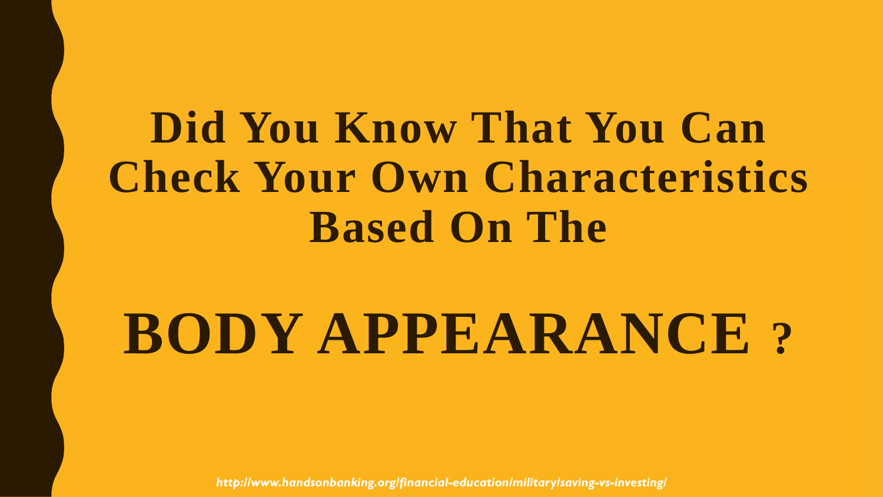# Did You Know That You Can Check Your Own Characteristics Based On The

# BODY APPEARANCE ?

*http://www.handsonbanking.org/financial-education/military/saving-vs-investing/*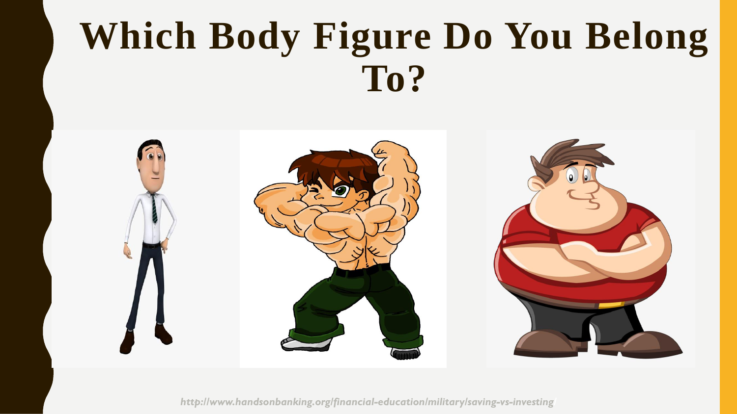# Which Body Figure Do You Belong To?

*http://www.handsonbanking.org/financial-education/military/saving-vs-investing*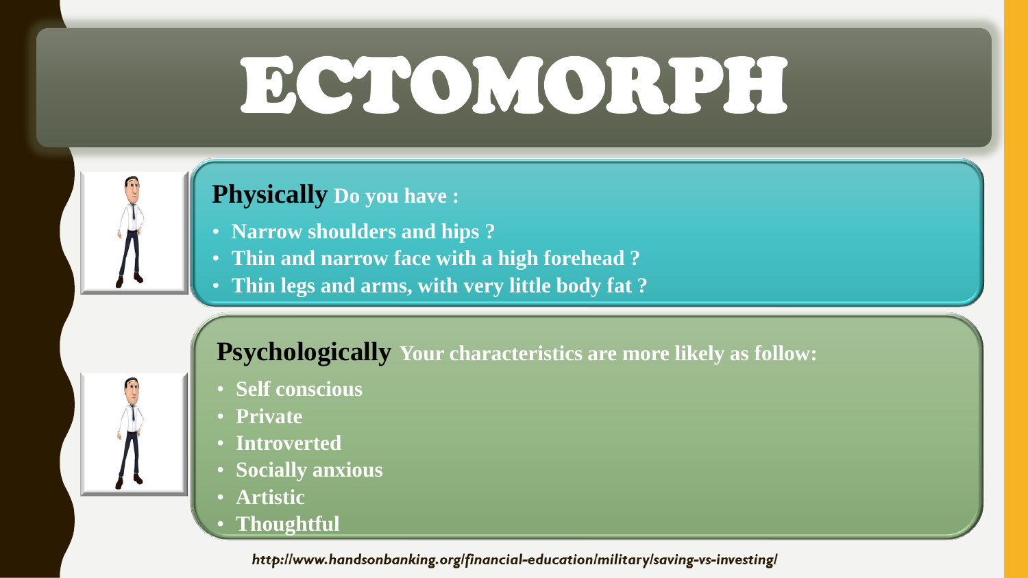# ECTOMORPH

**Physically** **Do you have :**

- **Narrow shoulders and hips ?**
- **Thin and narrow face with a high forehead ?**
- **Thin legs and arms, with very little body fat ?**

**Psychologically** **Your characteristics are more likely as follow:**

- **Self conscious**
- **Private**
- **Introverted**
- **Socially anxious**
- **Artistic**
- **Thoughtful**

*http://www.handsonbanking.org/financial-education/military/saving-vs-investing/*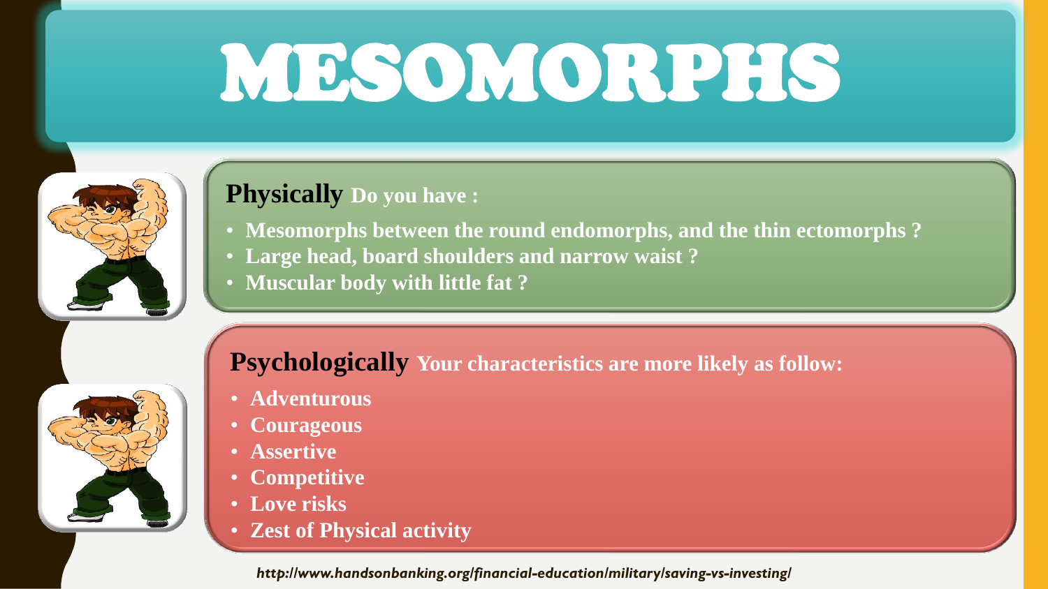# MESOMORPHS

**Physically** **Do you have :**

- **Mesomorphs between the round endomorphs, and the thin ectomorphs ?**
- **Large head, board shoulders and narrow waist ?**
- **Muscular body with little fat ?**

**Psychologically** **Your characteristics are more likely as follow:**

- **Adventurous**
- **Courageous**
- **Assertive**
- **Competitive**
- **Love risks**
- **Zest of Physical activity**

*http://www.handsonbanking.org/financial-education/military/saving-vs-investing/*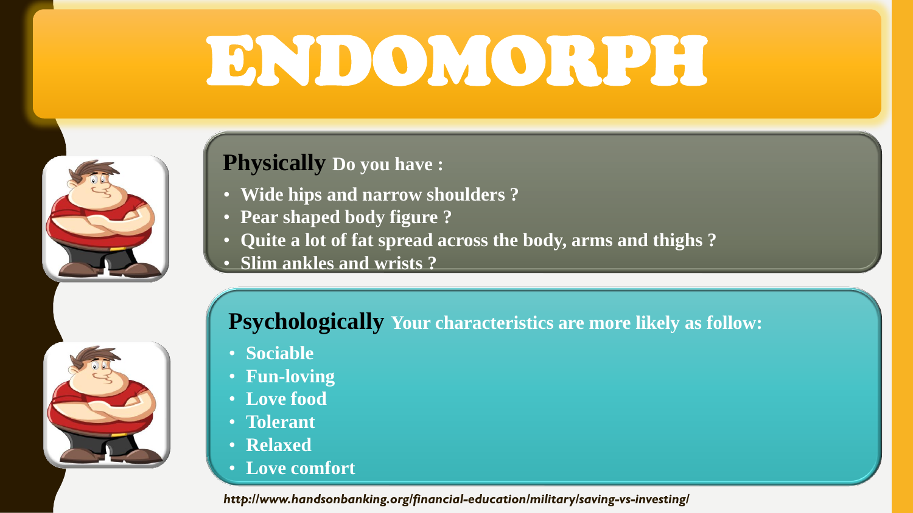# ENDOMORPH

**Physically** **Do you have :**

- **Wide hips and narrow shoulders ?**
- **Pear shaped body figure ?**
- **Quite a lot of fat spread across the body, arms and thighs ?**
- **Slim ankles and wrists ?**

**Psychologically** **Your characteristics are more likely as follow:**

- **Sociable**
- **Fun-loving**
- **Love food**
- **Tolerant**
- **Relaxed**
- **Love comfort**

*http://www.handsonbanking.org/financial-education/military/saving-vs-investing/*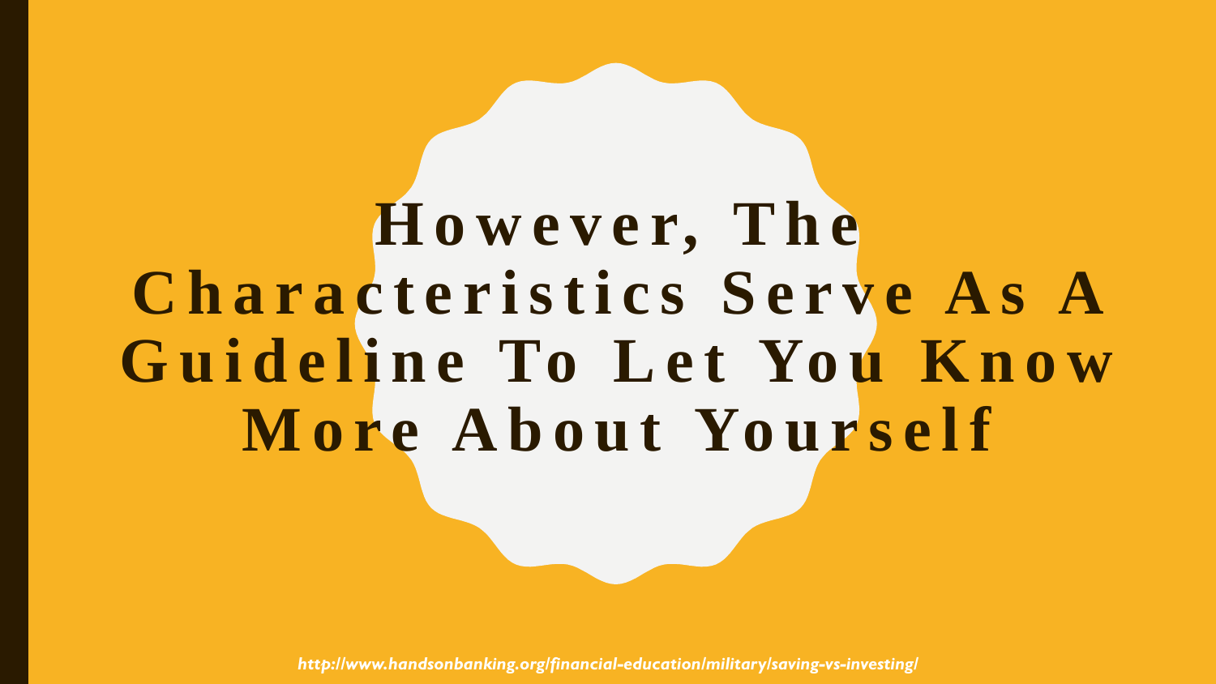# However, The Characteristics Serve As A Guideline To Let You Know More About Yourself

*http://www.handsonbanking.org/financial-education/military/saving-vs-investing/*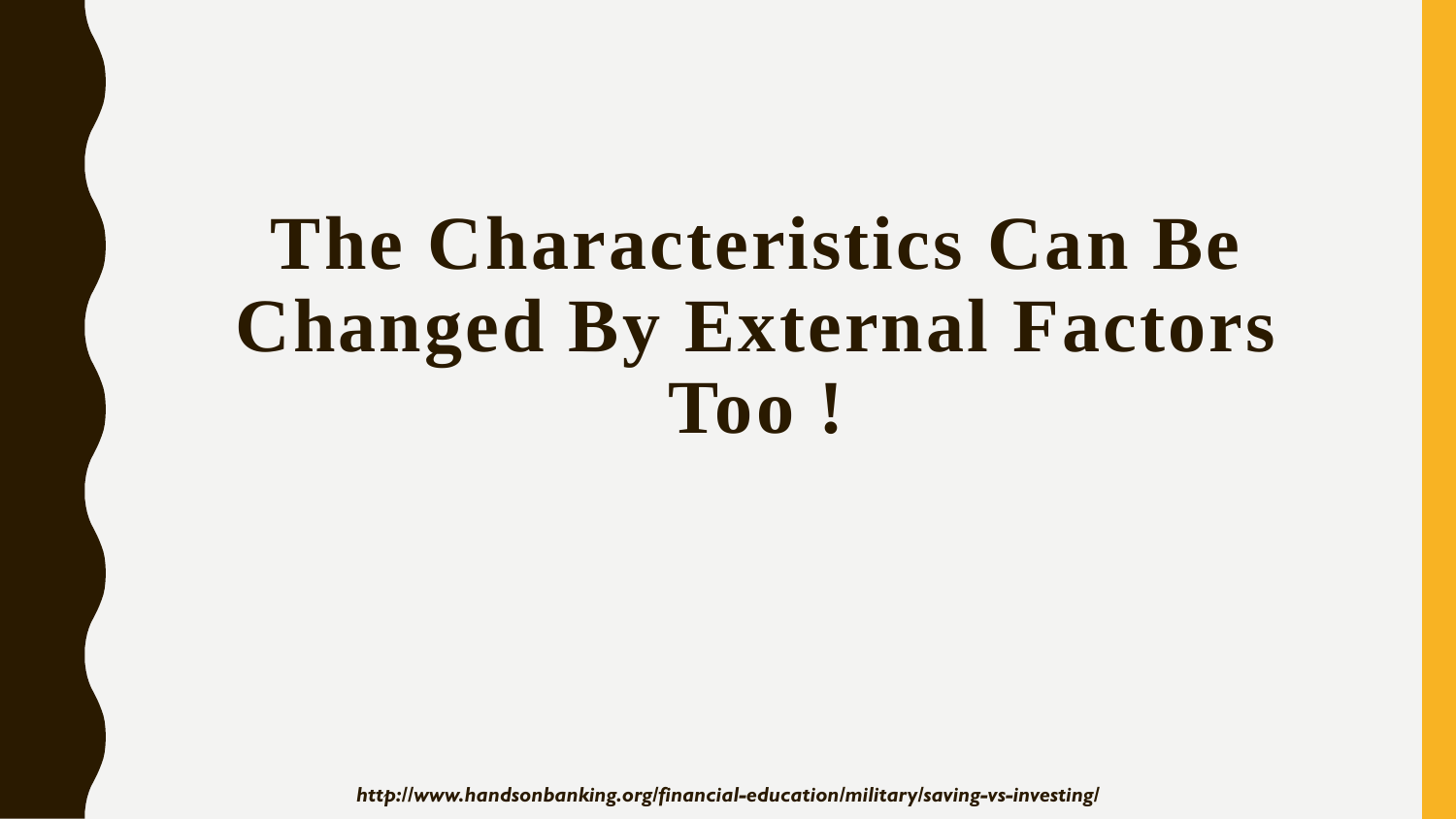# The Characteristics Can Be Changed By External Factors Too !

*http://www.handsonbanking.org/financial-education/military/saving-vs-investing/*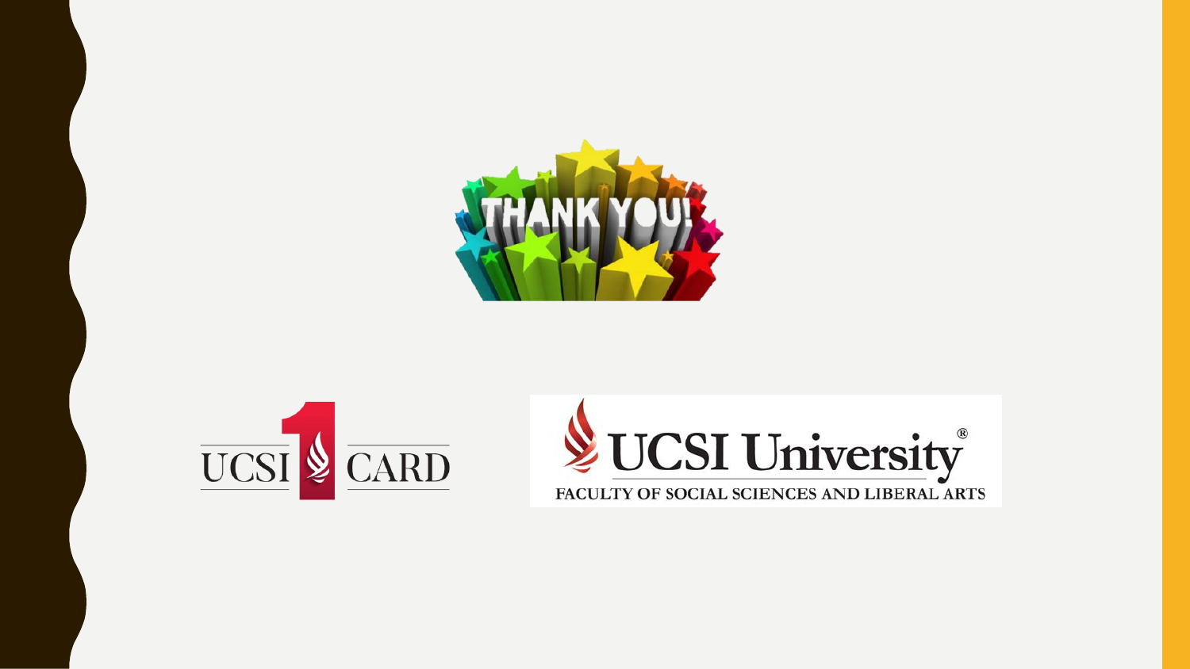THANK YOU!

UCSI 1 CARD

UCSI University®

FACULTY OF SOCIAL SCIENCES AND LIBERAL ARTS